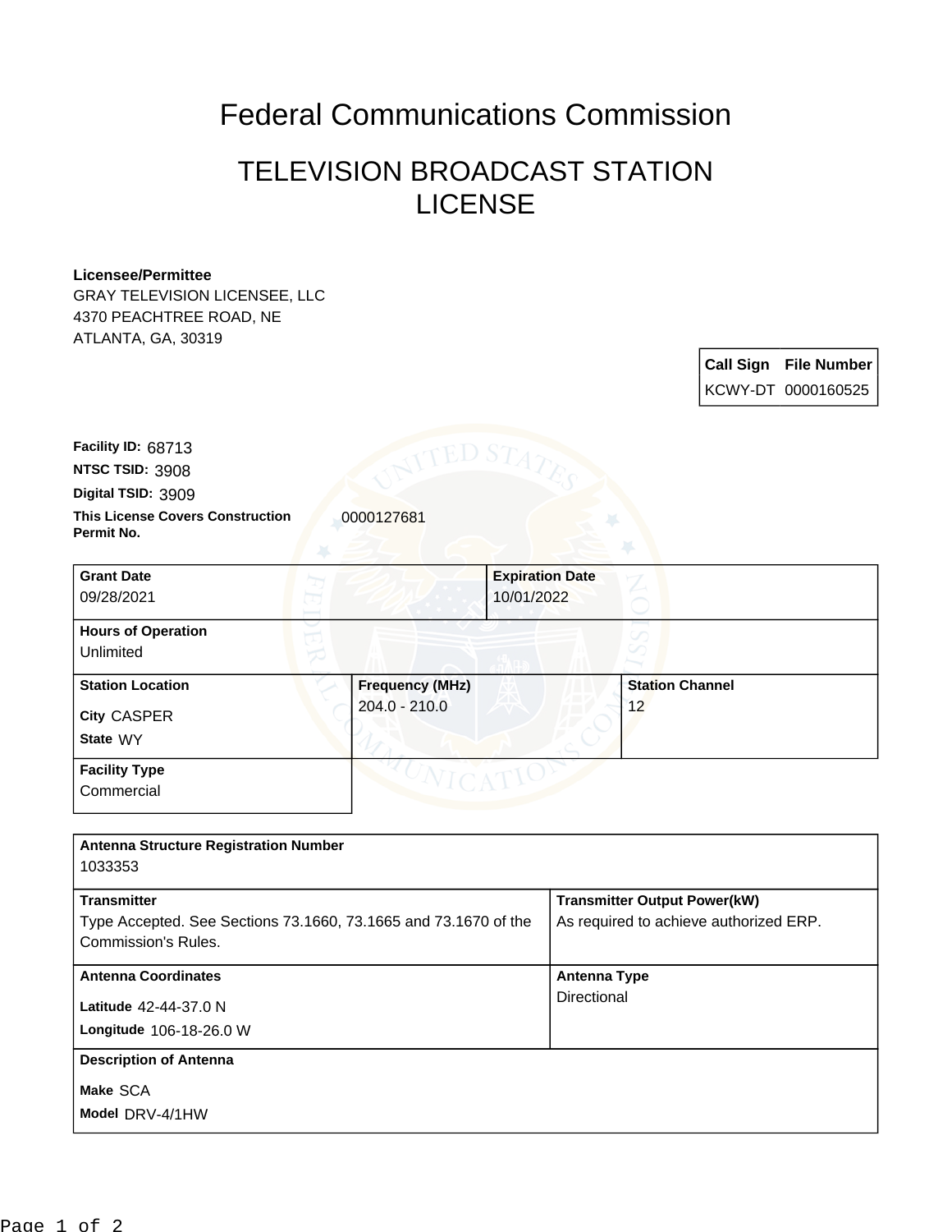# Federal Communications Commission

## TELEVISION BROADCAST STATION LICENSE

**Licensee/Permittee**
GRAY TELEVISION LICENSEE, LLC
4370 PEACHTREE ROAD, NE
ATLANTA, GA, 30319

| Call Sign | File Number |
|---|---|
| KCWY-DT | 0000160525 |

**Facility ID:** 68713
**NTSC TSID:** 3908
**Digital TSID:** 3909
**This License Covers Construction Permit No.** 0000127681

| Grant Date | Expiration Date |
|---|---|
| 09/28/2021 | 10/01/2022 |

**Hours of Operation**
Unlimited

| Station Location | Frequency (MHz) | Station Channel |
|---|---|---|
| City CASPER<br>State WY | 204.0 - 210.0 | 12 |

**Facility Type**
Commercial

**Antenna Structure Registration Number**
1033353

| Transmitter | Transmitter Output Power(kW) |
|---|---|
| Type Accepted. See Sections 73.1660, 73.1665 and 73.1670 of the Commission's Rules. | As required to achieve authorized ERP. |

| Antenna Coordinates | Antenna Type |
|---|---|
| Latitude 42-44-37.0 N<br>Longitude 106-18-26.0 W | Directional |

**Description of Antenna**
Make SCA
Model DRV-4/1HW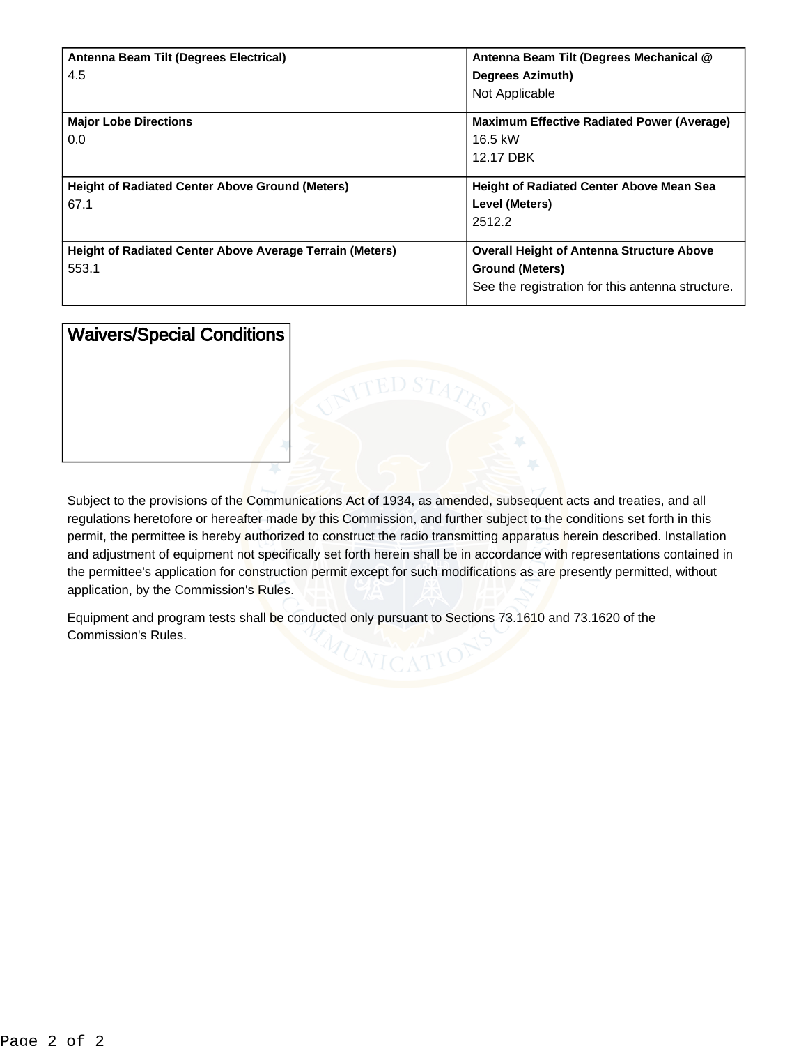| | |
|---|---|
| **Antenna Beam Tilt (Degrees Electrical)**<br>4.5 | **Antenna Beam Tilt (Degrees Mechanical @ Degrees Azimuth)**<br>Not Applicable |
| **Major Lobe Directions**<br>0.0 | **Maximum Effective Radiated Power (Average)**<br>16.5 kW<br>12.17 DBK |
| **Height of Radiated Center Above Ground (Meters)**<br>67.1 | **Height of Radiated Center Above Mean Sea Level (Meters)**<br>2512.2 |
| **Height of Radiated Center Above Average Terrain (Meters)**<br>553.1 | **Overall Height of Antenna Structure Above Ground (Meters)**<br>See the registration for this antenna structure. |

## Waivers/Special Conditions

Subject to the provisions of the Communications Act of 1934, as amended, subsequent acts and treaties, and all regulations heretofore or hereafter made by this Commission, and further subject to the conditions set forth in this permit, the permittee is hereby authorized to construct the radio transmitting apparatus herein described. Installation and adjustment of equipment not specifically set forth herein shall be in accordance with representations contained in the permittee's application for construction permit except for such modifications as are presently permitted, without application, by the Commission's Rules.

Equipment and program tests shall be conducted only pursuant to Sections 73.1610 and 73.1620 of the Commission's Rules.